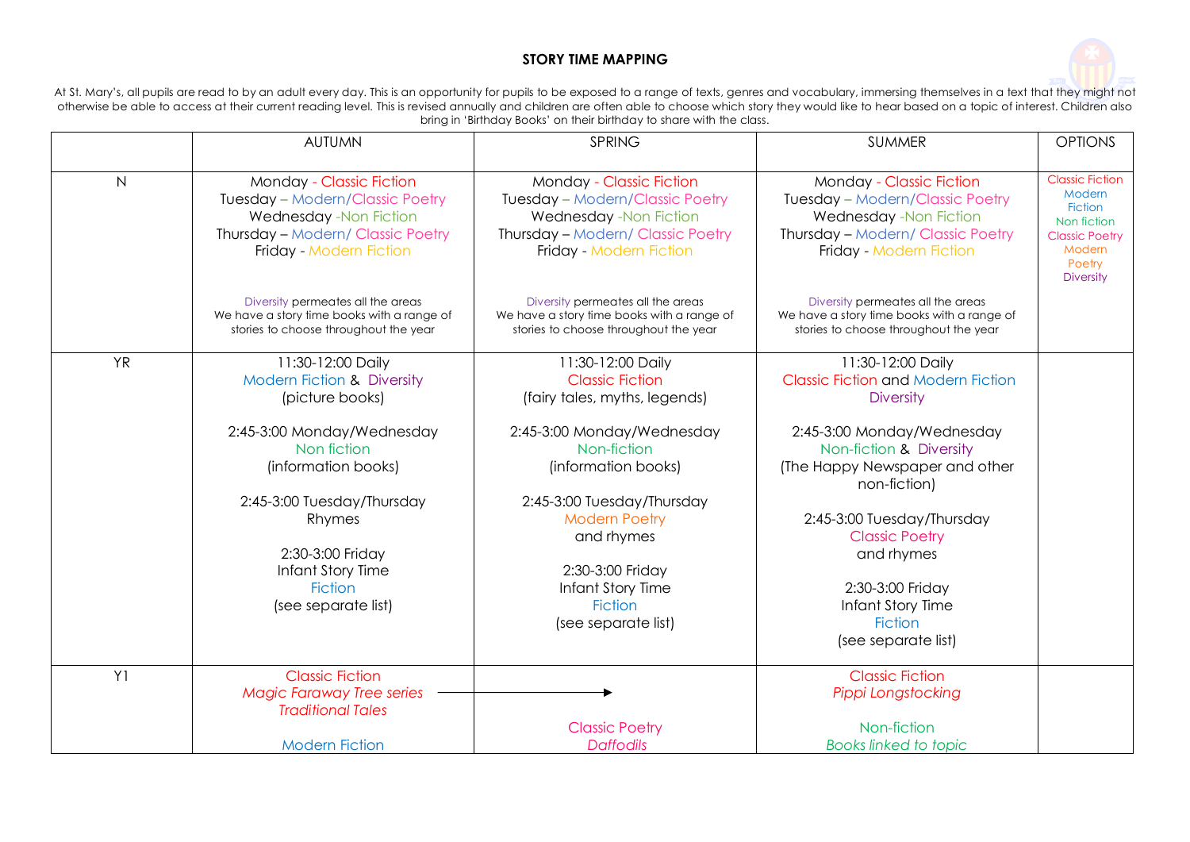# STORY TIME MAPPING

At St. Mary's, all pupils are read to by an adult every day. This is an opportunity for pupils to be exposed to a range of texts, genres and vocabulary, immersing themselves in a text that they might not otherwise be able to access at their current reading level. This is revised annually and children are often able to choose which story they would like to hear based on a topic of interest. Children also bring in 'Birthday Books' on their birthday to share with the class.

| | AUTUMN | SPRING | SUMMER | OPTIONS |
|---|---|---|---|---|
| N | Monday - Classic Fiction<br>Tuesday – Modern/Classic Poetry<br>Wednesday -Non Fiction<br>Thursday – Modern/ Classic Poetry<br>Friday - Modern Fiction<br><br>Diversity permeates all the areas<br>We have a story time books with a range of stories to choose throughout the year | Monday - Classic Fiction<br>Tuesday – Modern/Classic Poetry<br>Wednesday -Non Fiction<br>Thursday – Modern/ Classic Poetry<br>Friday - Modern Fiction<br><br>Diversity permeates all the areas<br>We have a story time books with a range of stories to choose throughout the year | Monday - Classic Fiction<br>Tuesday – Modern/Classic Poetry<br>Wednesday -Non Fiction<br>Thursday – Modern/ Classic Poetry<br>Friday - Modern Fiction<br><br>Diversity permeates all the areas<br>We have a story time books with a range of stories to choose throughout the year | Classic Fiction<br>Modern Fiction<br>Non fiction<br>Classic Poetry<br>Modern Poetry<br>Diversity |
| YR | 11:30-12:00 Daily<br>Modern Fiction & Diversity<br>(picture books)<br><br>2:45-3:00 Monday/Wednesday<br>Non fiction<br>(information books)<br><br>2:45-3:00 Tuesday/Thursday<br>Rhymes<br><br>2:30-3:00 Friday<br>Infant Story Time<br>Fiction<br>(see separate list) | 11:30-12:00 Daily<br>Classic Fiction<br>(fairy tales, myths, legends)<br><br>2:45-3:00 Monday/Wednesday<br>Non-fiction<br>(information books)<br><br>2:45-3:00 Tuesday/Thursday<br>Modern Poetry<br>and rhymes<br><br>2:30-3:00 Friday<br>Infant Story Time<br>Fiction<br>(see separate list) | 11:30-12:00 Daily<br>Classic Fiction and Modern Fiction<br>Diversity<br><br>2:45-3:00 Monday/Wednesday<br>Non-fiction & Diversity<br>(The Happy Newspaper and other non-fiction)<br><br>2:45-3:00 Tuesday/Thursday<br>Classic Poetry<br>and rhymes<br><br>2:30-3:00 Friday<br>Infant Story Time<br>Fiction<br>(see separate list) | |
| Y1 | Classic Fiction<br>*Magic Faraway Tree series* →<br>*Traditional Tales*<br><br>Modern Fiction | →<br><br>Classic Poetry<br>*Daffodils* | Classic Fiction<br>*Pippi Longstocking*<br><br>Non-fiction<br>*Books linked to topic* | |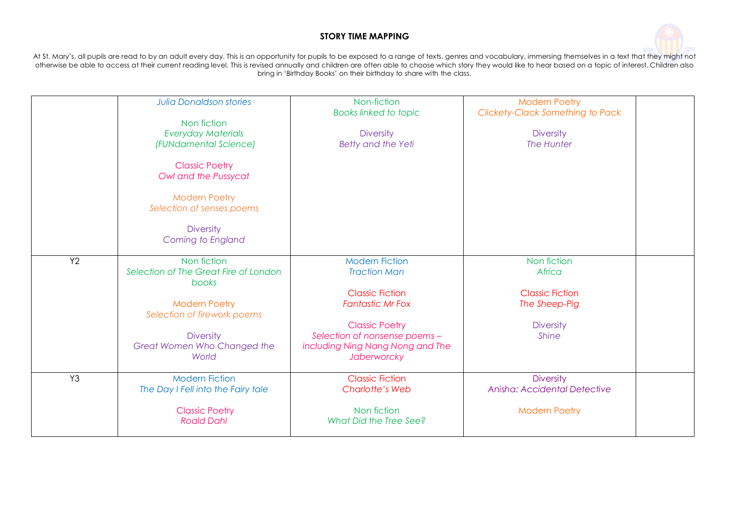**STORY TIME MAPPING**

At St. Mary's, all pupils are read to by an adult every day. This is an opportunity for pupils to be exposed to a range of texts, genres and vocabulary, immersing themselves in a text that they might not otherwise be able to access at their current reading level. This is revised annually and children are often able to choose which story they would like to hear based on a topic of interest. Children also bring in 'Birthday Books' on their birthday to share with the class.

| | | | | |
|---|---|---|---|---|
| | *Julia Donaldson stories*<br><br>Non fiction<br>*Everyday Materials (FUNdamental Science)*<br><br>Classic Poetry<br>*Owl and the Pussycat*<br><br>Modern Poetry<br>*Selection of senses poems*<br><br>Diversity<br>*Coming to England* | Non-fiction<br>*Books linked to topic*<br><br>Diversity<br>*Betty and the Yeti* | Modern Poetry<br>*Clickety-Clack Something to Pack*<br><br>Diversity<br>*The Hunter* | |
| Y2 | Non fiction<br>*Selection of The Great Fire of London books*<br><br>Modern Poetry<br>*Selection of firework poems*<br><br>Diversity<br>*Great Women Who Changed the World* | Modern Fiction<br>*Traction Man*<br><br>Classic Fiction<br>*Fantastic Mr Fox*<br><br>Classic Poetry<br>*Selection of nonsense poems – including Ning Nang Nong and The Jaberworcky* | Non fiction<br>*Africa*<br><br>Classic Fiction<br>*The Sheep-Pig*<br><br>Diversity<br>*Shine* | |
| Y3 | Modern Fiction<br>*The Day I Fell into the Fairy tale*<br><br>Classic Poetry<br>*Roald Dahl* | Classic Fiction<br>*Charlotte's Web*<br><br>Non fiction<br>*What Did the Tree See?* | Diversity<br>*Anisha: Accidental Detective*<br><br>Modern Poetry | |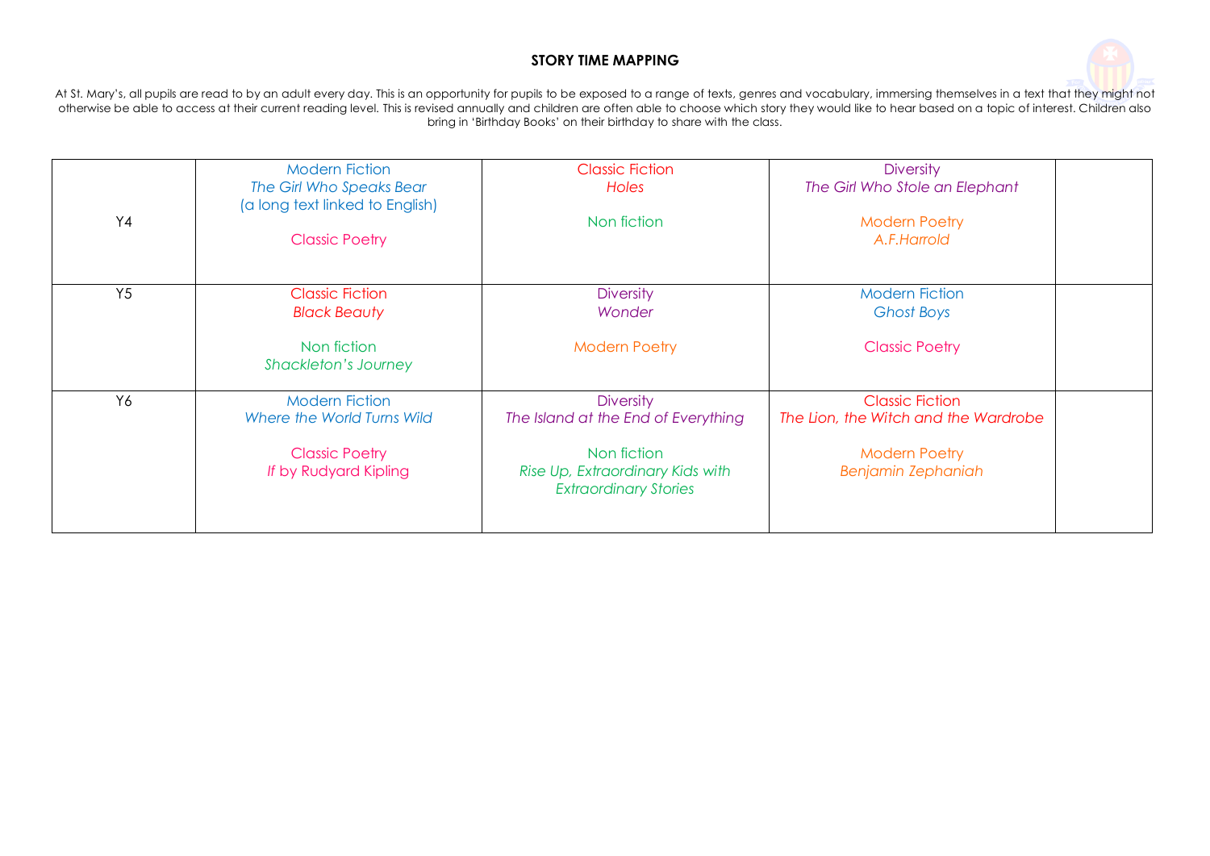## STORY TIME MAPPING

At St. Mary's, all pupils are read to by an adult every day. This is an opportunity for pupils to be exposed to a range of texts, genres and vocabulary, immersing themselves in a text that they might not otherwise be able to access at their current reading level. This is revised annually and children are often able to choose which story they would like to hear based on a topic of interest. Children also bring in 'Birthday Books' on their birthday to share with the class.

| | | | | |
|---|---|---|---|---|
| Y4 | Modern Fiction<br>*The Girl Who Speaks Bear*<br>(a long text linked to English)<br><br>Classic Poetry | Classic Fiction<br>*Holes*<br><br>Non fiction | Diversity<br>*The Girl Who Stole an Elephant*<br><br>Modern Poetry<br>*A.F.Harrold* | |
| Y5 | Classic Fiction<br>*Black Beauty*<br><br>Non fiction<br>*Shackleton's Journey* | Diversity<br>*Wonder*<br><br>Modern Poetry | Modern Fiction<br>*Ghost Boys*<br><br>Classic Poetry | |
| Y6 | Modern Fiction<br>*Where the World Turns Wild*<br><br>Classic Poetry<br>*If* by Rudyard Kipling | Diversity<br>*The Island at the End of Everything*<br><br>Non fiction<br>*Rise Up, Extraordinary Kids with Extraordinary Stories* | Classic Fiction<br>*The Lion, the Witch and the Wardrobe*<br><br>Modern Poetry<br>*Benjamin Zephaniah* | |